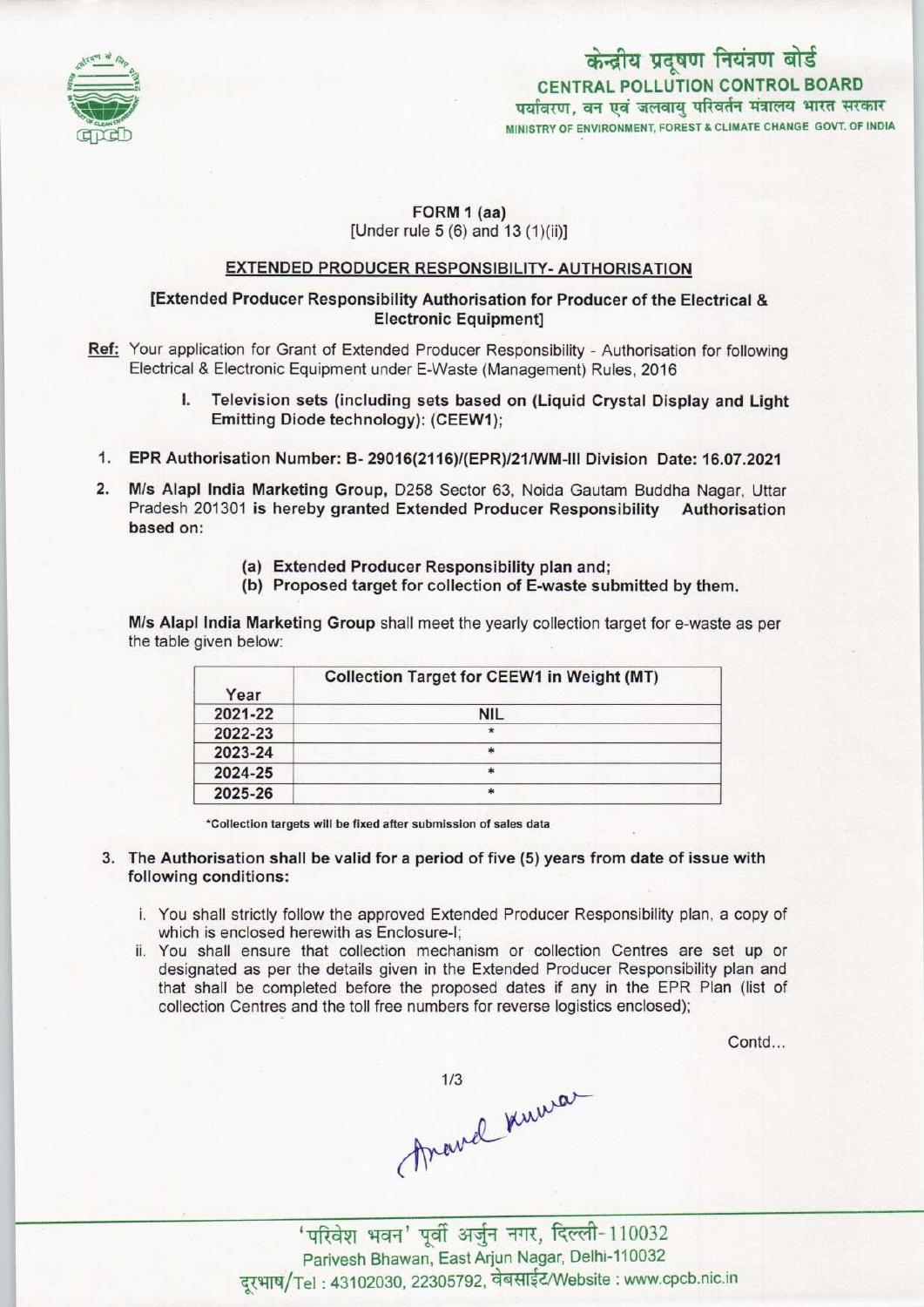केन्द्रीय प्रदूषण नियंत्रण बोर्ड
CENTRAL POLLUTION CONTROL BOARD
पर्यावरण, वन एवं जलवायु परिवर्तन मंत्रालय भारत सरकार
MINISTRY OF ENVIRONMENT, FOREST & CLIMATE CHANGE GOVT. OF INDIA

**FORM 1 (aa)**
[Under rule 5 (6) and 13 (1)(ii)]

## EXTENDED PRODUCER RESPONSIBILITY- AUTHORISATION

**[Extended Producer Responsibility Authorisation for Producer of the Electrical & Electronic Equipment]**

**Ref:** Your application for Grant of Extended Producer Responsibility - Authorisation for following Electrical & Electronic Equipment under E-Waste (Management) Rules, 2016

- **I. Television sets (including sets based on (Liquid Crystal Display and Light Emitting Diode technology): (CEEW1);**

1. **EPR Authorisation Number: B- 29016(2116)/(EPR)/21/WM-III Division Date: 16.07.2021**
2. **M/s Alapl India Marketing Group,** D258 Sector 63, Noida Gautam Buddha Nagar, Uttar Pradesh 201301 **is hereby granted Extended Producer Responsibility Authorisation based on:**
   - **(a) Extended Producer Responsibility plan and;**
   - **(b) Proposed target for collection of E-waste submitted by them.**

**M/s Alapl India Marketing Group** shall meet the yearly collection target for e-waste as per the table given below:

| Year | Collection Target for CEEW1 in Weight (MT) |
|---|---|
| 2021-22 | NIL |
| 2022-23 | * |
| 2023-24 | * |
| 2024-25 | * |
| 2025-26 | * |

*Collection targets will be fixed after submission of sales data

3. **The Authorisation shall be valid for a period of five (5) years from date of issue with following conditions:**
   - i. You shall strictly follow the approved Extended Producer Responsibility plan, a copy of which is enclosed herewith as Enclosure-I;
   - ii. You shall ensure that collection mechanism or collection Centres are set up or designated as per the details given in the Extended Producer Responsibility plan and that shall be completed before the proposed dates if any in the EPR Plan (list of collection Centres and the toll free numbers for reverse logistics enclosed);

Contd...

Anand Kumar

'परिवेश भवन' पूर्वी अर्जुन नगर, दिल्ली-110032
Parivesh Bhawan, East Arjun Nagar, Delhi-110032
दूरभाष/Tel : 43102030, 22305792, वेबसाईट/Website : www.cpcb.nic.in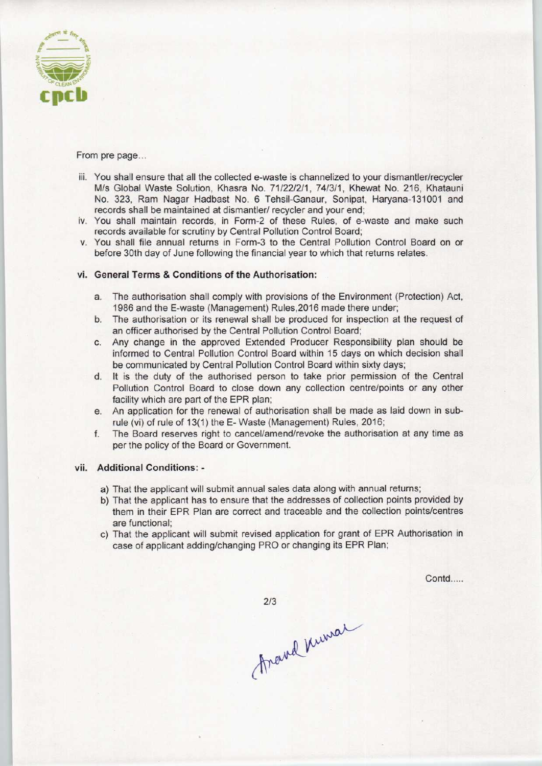From pre page...

iii. You shall ensure that all the collected e-waste is channelized to your dismantler/recycler M/s Global Waste Solution, Khasra No. 71/22/2/1, 74/3/1, Khewat No. 216, Khatauni No. 323, Ram Nagar Hadbast No. 6 Tehsil-Ganaur, Sonipat, Haryana-131001 and records shall be maintained at dismantler/ recycler and your end;

iv. You shall maintain records, in Form-2 of these Rules, of e-waste and make such records available for scrutiny by Central Pollution Control Board;

v. You shall file annual returns in Form-3 to the Central Pollution Control Board on or before 30th day of June following the financial year to which that returns relates.

### vi. General Terms & Conditions of the Authorisation:

a. The authorisation shall comply with provisions of the Environment (Protection) Act, 1986 and the E-waste (Management) Rules,2016 made there under;

b. The authorisation or its renewal shall be produced for inspection at the request of an officer authorised by the Central Pollution Control Board;

c. Any change in the approved Extended Producer Responsibility plan should be informed to Central Pollution Control Board within 15 days on which decision shall be communicated by Central Pollution Control Board within sixty days;

d. It is the duty of the authorised person to take prior permission of the Central Pollution Control Board to close down any collection centre/points or any other facility which are part of the EPR plan;

e. An application for the renewal of authorisation shall be made as laid down in sub-rule (vi) of rule of 13(1) the E- Waste (Management) Rules, 2016;

f. The Board reserves right to cancel/amend/revoke the authorisation at any time as per the policy of the Board or Government.

### vii. Additional Conditions: -

a) That the applicant will submit annual sales data along with annual returns;

b) That the applicant has to ensure that the addresses of collection points provided by them in their EPR Plan are correct and traceable and the collection points/centres are functional;

c) That the applicant will submit revised application for grant of EPR Authorisation in case of applicant adding/changing PRO or changing its EPR Plan;

Contd.....

Anand Kumar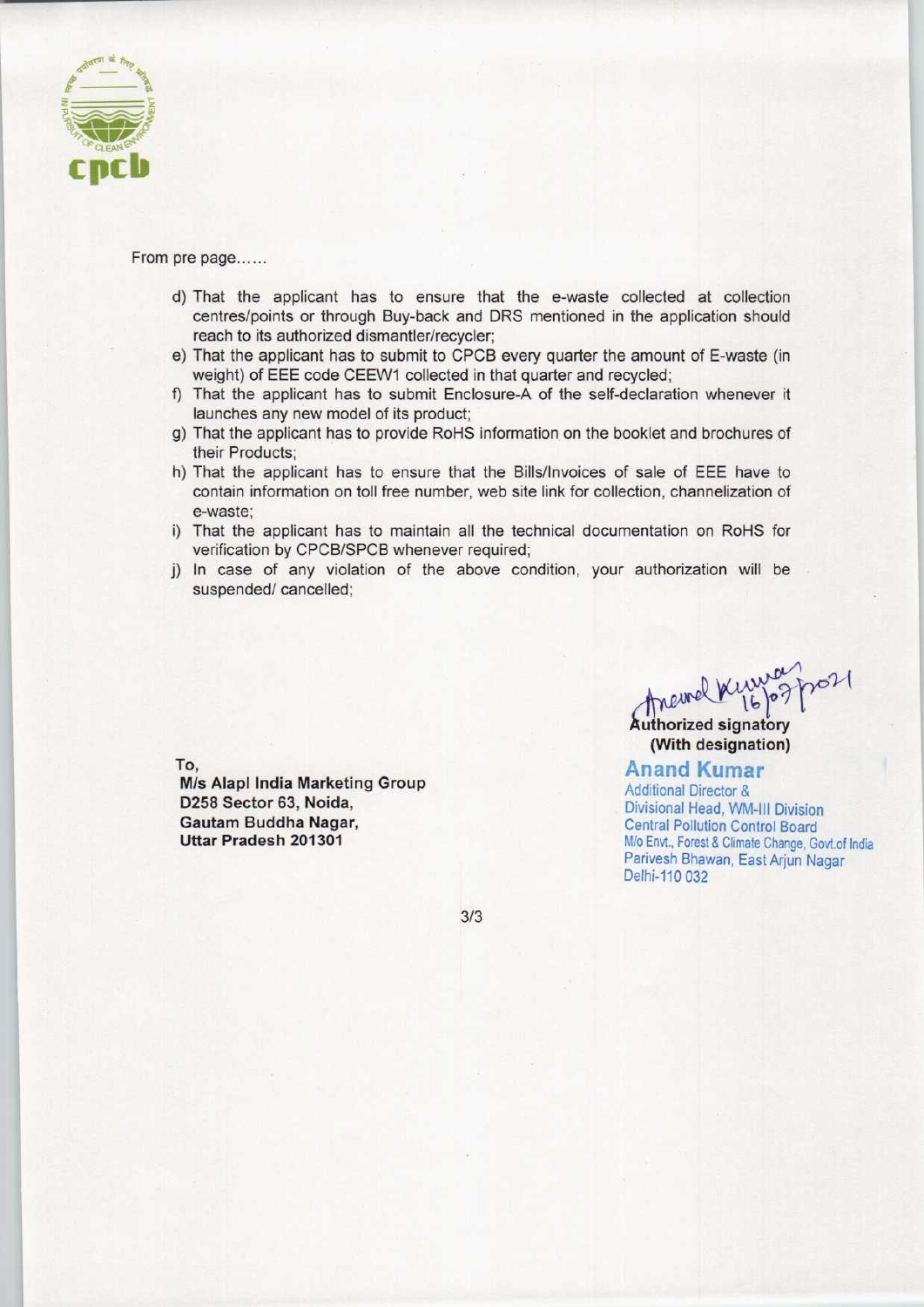From pre page......

d) That the applicant has to ensure that the e-waste collected at collection centres/points or through Buy-back and DRS mentioned in the application should reach to its authorized dismantler/recycler;
e) That the applicant has to submit to CPCB every quarter the amount of E-waste (in weight) of EEE code CEEW1 collected in that quarter and recycled;
f) That the applicant has to submit Enclosure-A of the self-declaration whenever it launches any new model of its product;
g) That the applicant has to provide RoHS information on the booklet and brochures of their Products;
h) That the applicant has to ensure that the Bills/Invoices of sale of EEE have to contain information on toll free number, web site link for collection, channelization of e-waste;
i) That the applicant has to maintain all the technical documentation on RoHS for verification by CPCB/SPCB whenever required;
j) In case of any violation of the above condition, your authorization will be suspended/ cancelled;

Anand Kumar 16/07/2021

**Authorized signatory**
**(With designation)**

**Anand Kumar**
Additional Director &
Divisional Head, WM-III Division
Central Pollution Control Board
M/o Envt., Forest & Climate Change, Govt.of India
Parivesh Bhawan, East Arjun Nagar
Delhi-110 032

To,
**M/s Alapl India Marketing Group**
**D258 Sector 63, Noida,**
**Gautam Buddha Nagar,**
**Uttar Pradesh 201301**